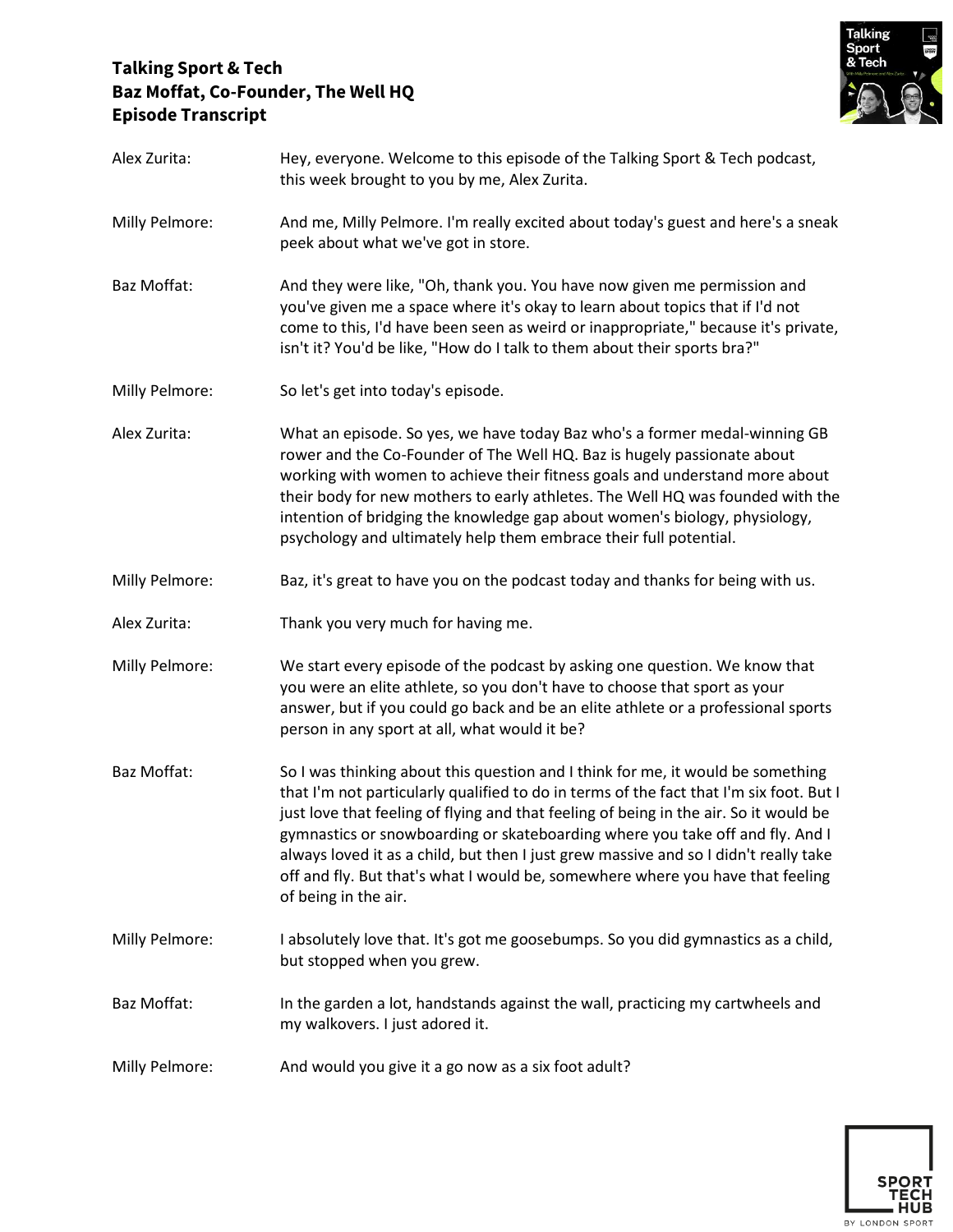# Talking Sport & Tech
## Baz Moffat, Co-Founder, The Well HQ
## Episode Transcript

**Alex Zurita:** Hey, everyone. Welcome to this episode of the Talking Sport & Tech podcast, this week brought to you by me, Alex Zurita.

**Milly Pelmore:** And me, Milly Pelmore. I'm really excited about today's guest and here's a sneak peek about what we've got in store.

**Baz Moffat:** And they were like, "Oh, thank you. You have now given me permission and you've given me a space where it's okay to learn about topics that if I'd not come to this, I'd have been seen as weird or inappropriate," because it's private, isn't it? You'd be like, "How do I talk to them about their sports bra?"

**Milly Pelmore:** So let's get into today's episode.

**Alex Zurita:** What an episode. So yes, we have today Baz who's a former medal-winning GB rower and the Co-Founder of The Well HQ. Baz is hugely passionate about working with women to achieve their fitness goals and understand more about their body for new mothers to early athletes. The Well HQ was founded with the intention of bridging the knowledge gap about women's biology, physiology, psychology and ultimately help them embrace their full potential.

**Milly Pelmore:** Baz, it's great to have you on the podcast today and thanks for being with us.

**Alex Zurita:** Thank you very much for having me.

**Milly Pelmore:** We start every episode of the podcast by asking one question. We know that you were an elite athlete, so you don't have to choose that sport as your answer, but if you could go back and be an elite athlete or a professional sports person in any sport at all, what would it be?

**Baz Moffat:** So I was thinking about this question and I think for me, it would be something that I'm not particularly qualified to do in terms of the fact that I'm six foot. But I just love that feeling of flying and that feeling of being in the air. So it would be gymnastics or snowboarding or skateboarding where you take off and fly. And I always loved it as a child, but then I just grew massive and so I didn't really take off and fly. But that's what I would be, somewhere where you have that feeling of being in the air.

**Milly Pelmore:** I absolutely love that. It's got me goosebumps. So you did gymnastics as a child, but stopped when you grew.

**Baz Moffat:** In the garden a lot, handstands against the wall, practicing my cartwheels and my walkovers. I just adored it.

**Milly Pelmore:** And would you give it a go now as a six foot adult?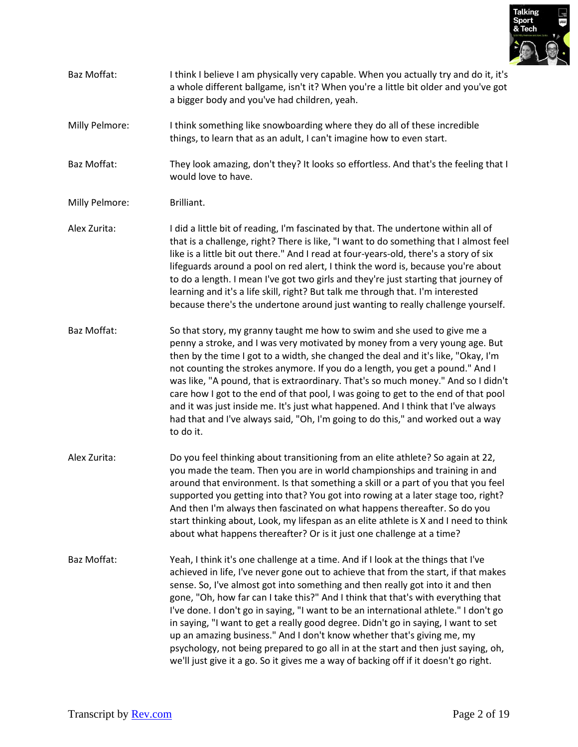**Baz Moffat:** I think I believe I am physically very capable. When you actually try and do it, it's a whole different ballgame, isn't it? When you're a little bit older and you've got a bigger body and you've had children, yeah.

**Milly Pelmore:** I think something like snowboarding where they do all of these incredible things, to learn that as an adult, I can't imagine how to even start.

**Baz Moffat:** They look amazing, don't they? It looks so effortless. And that's the feeling that I would love to have.

**Milly Pelmore:** Brilliant.

**Alex Zurita:** I did a little bit of reading, I'm fascinated by that. The undertone within all of that is a challenge, right? There is like, "I want to do something that I almost feel like is a little bit out there." And I read at four-years-old, there's a story of six lifeguards around a pool on red alert, I think the word is, because you're about to do a length. I mean I've got two girls and they're just starting that journey of learning and it's a life skill, right? But talk me through that. I'm interested because there's the undertone around just wanting to really challenge yourself.

**Baz Moffat:** So that story, my granny taught me how to swim and she used to give me a penny a stroke, and I was very motivated by money from a very young age. But then by the time I got to a width, she changed the deal and it's like, "Okay, I'm not counting the strokes anymore. If you do a length, you get a pound." And I was like, "A pound, that is extraordinary. That's so much money." And so I didn't care how I got to the end of that pool, I was going to get to the end of that pool and it was just inside me. It's just what happened. And I think that I've always had that and I've always said, "Oh, I'm going to do this," and worked out a way to do it.

**Alex Zurita:** Do you feel thinking about transitioning from an elite athlete? So again at 22, you made the team. Then you are in world championships and training in and around that environment. Is that something a skill or a part of you that you feel supported you getting into that? You got into rowing at a later stage too, right? And then I'm always then fascinated on what happens thereafter. So do you start thinking about, Look, my lifespan as an elite athlete is X and I need to think about what happens thereafter? Or is it just one challenge at a time?

**Baz Moffat:** Yeah, I think it's one challenge at a time. And if I look at the things that I've achieved in life, I've never gone out to achieve that from the start, if that makes sense. So, I've almost got into something and then really got into it and then gone, "Oh, how far can I take this?" And I think that that's with everything that I've done. I don't go in saying, "I want to be an international athlete." I don't go in saying, "I want to get a really good degree. Didn't go in saying, I want to set up an amazing business." And I don't know whether that's giving me, my psychology, not being prepared to go all in at the start and then just saying, oh, we'll just give it a go. So it gives me a way of backing off if it doesn't go right.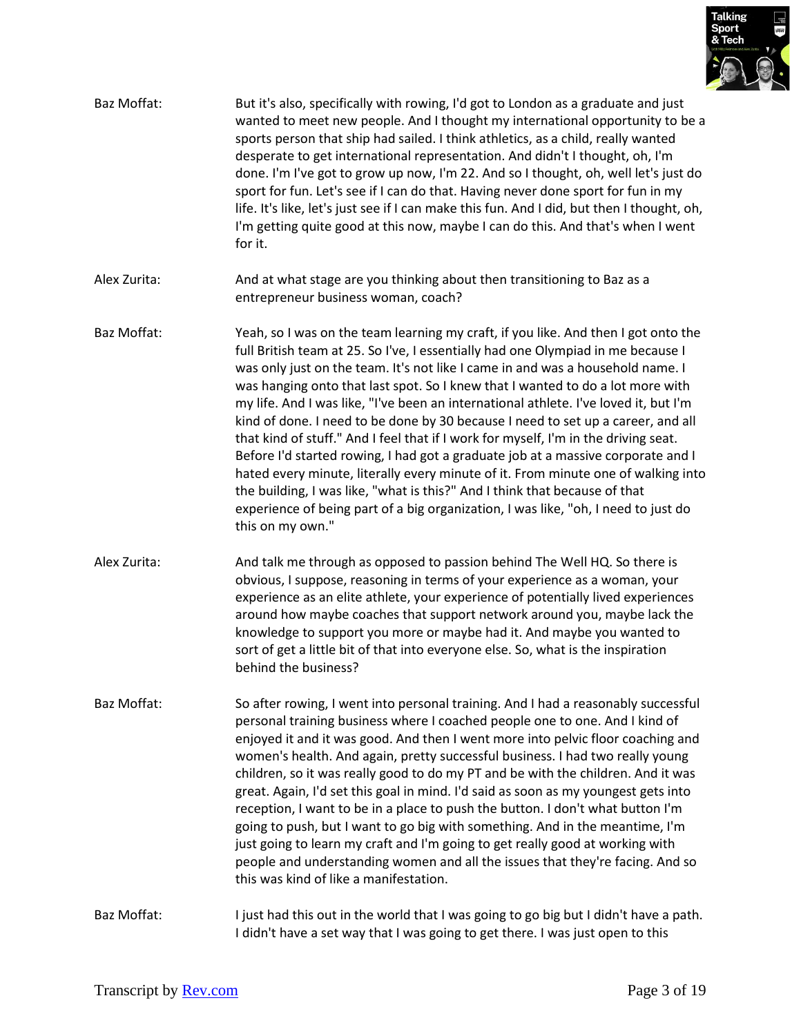**Baz Moffat:** But it's also, specifically with rowing, I'd got to London as a graduate and just wanted to meet new people. And I thought my international opportunity to be a sports person that ship had sailed. I think athletics, as a child, really wanted desperate to get international representation. And didn't I thought, oh, I'm done. I'm I've got to grow up now, I'm 22. And so I thought, oh, well let's just do sport for fun. Let's see if I can do that. Having never done sport for fun in my life. It's like, let's just see if I can make this fun. And I did, but then I thought, oh, I'm getting quite good at this now, maybe I can do this. And that's when I went for it.

**Alex Zurita:** And at what stage are you thinking about then transitioning to Baz as a entrepreneur business woman, coach?

**Baz Moffat:** Yeah, so I was on the team learning my craft, if you like. And then I got onto the full British team at 25. So I've, I essentially had one Olympiad in me because I was only just on the team. It's not like I came in and was a household name. I was hanging onto that last spot. So I knew that I wanted to do a lot more with my life. And I was like, "I've been an international athlete. I've loved it, but I'm kind of done. I need to be done by 30 because I need to set up a career, and all that kind of stuff." And I feel that if I work for myself, I'm in the driving seat. Before I'd started rowing, I had got a graduate job at a massive corporate and I hated every minute, literally every minute of it. From minute one of walking into the building, I was like, "what is this?" And I think that because of that experience of being part of a big organization, I was like, "oh, I need to just do this on my own."

**Alex Zurita:** And talk me through as opposed to passion behind The Well HQ. So there is obvious, I suppose, reasoning in terms of your experience as a woman, your experience as an elite athlete, your experience of potentially lived experiences around how maybe coaches that support network around you, maybe lack the knowledge to support you more or maybe had it. And maybe you wanted to sort of get a little bit of that into everyone else. So, what is the inspiration behind the business?

**Baz Moffat:** So after rowing, I went into personal training. And I had a reasonably successful personal training business where I coached people one to one. And I kind of enjoyed it and it was good. And then I went more into pelvic floor coaching and women's health. And again, pretty successful business. I had two really young children, so it was really good to do my PT and be with the children. And it was great. Again, I'd set this goal in mind. I'd said as soon as my youngest gets into reception, I want to be in a place to push the button. I don't what button I'm going to push, but I want to go big with something. And in the meantime, I'm just going to learn my craft and I'm going to get really good at working with people and understanding women and all the issues that they're facing. And so this was kind of like a manifestation.

**Baz Moffat:** I just had this out in the world that I was going to go big but I didn't have a path. I didn't have a set way that I was going to get there. I was just open to this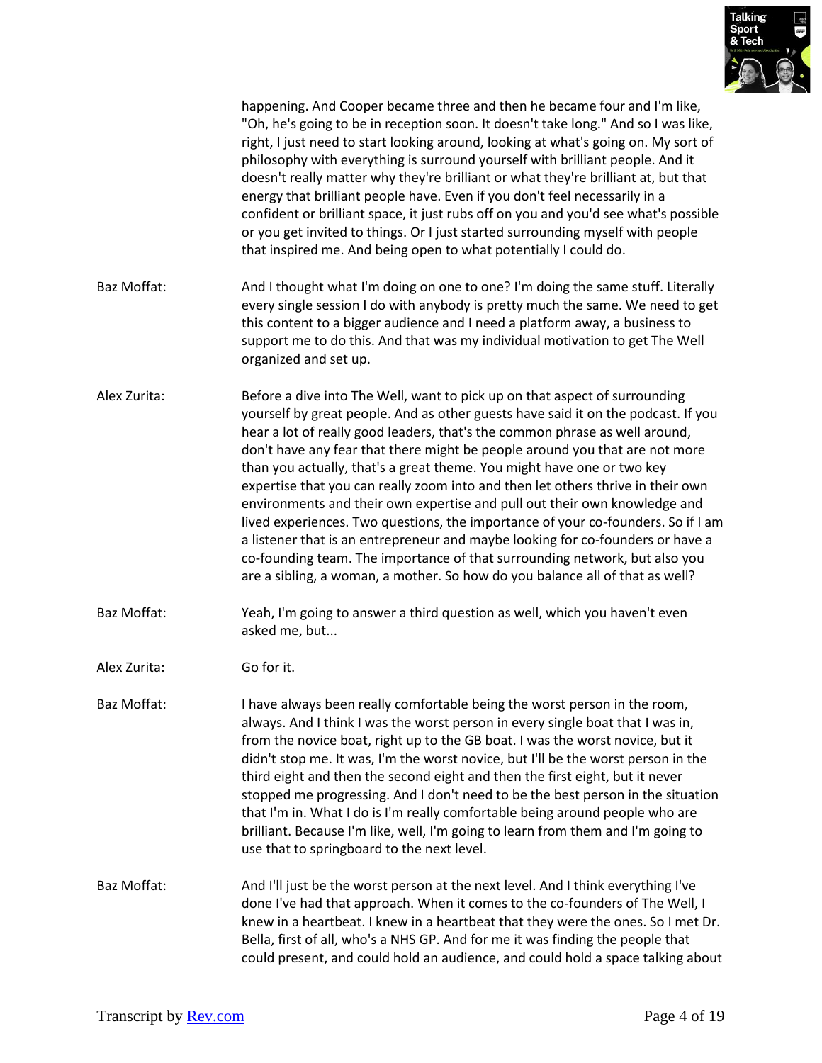happening. And Cooper became three and then he became four and I'm like, "Oh, he's going to be in reception soon. It doesn't take long." And so I was like, right, I just need to start looking around, looking at what's going on. My sort of philosophy with everything is surround yourself with brilliant people. And it doesn't really matter why they're brilliant or what they're brilliant at, but that energy that brilliant people have. Even if you don't feel necessarily in a confident or brilliant space, it just rubs off on you and you'd see what's possible or you get invited to things. Or I just started surrounding myself with people that inspired me. And being open to what potentially I could do.

**Baz Moffat:** And I thought what I'm doing on one to one? I'm doing the same stuff. Literally every single session I do with anybody is pretty much the same. We need to get this content to a bigger audience and I need a platform away, a business to support me to do this. And that was my individual motivation to get The Well organized and set up.

**Alex Zurita:** Before a dive into The Well, want to pick up on that aspect of surrounding yourself by great people. And as other guests have said it on the podcast. If you hear a lot of really good leaders, that's the common phrase as well around, don't have any fear that there might be people around you that are not more than you actually, that's a great theme. You might have one or two key expertise that you can really zoom into and then let others thrive in their own environments and their own expertise and pull out their own knowledge and lived experiences. Two questions, the importance of your co-founders. So if I am a listener that is an entrepreneur and maybe looking for co-founders or have a co-founding team. The importance of that surrounding network, but also you are a sibling, a woman, a mother. So how do you balance all of that as well?

**Baz Moffat:** Yeah, I'm going to answer a third question as well, which you haven't even asked me, but...

**Alex Zurita:** Go for it.

**Baz Moffat:** I have always been really comfortable being the worst person in the room, always. And I think I was the worst person in every single boat that I was in, from the novice boat, right up to the GB boat. I was the worst novice, but it didn't stop me. It was, I'm the worst novice, but I'll be the worst person in the third eight and then the second eight and then the first eight, but it never stopped me progressing. And I don't need to be the best person in the situation that I'm in. What I do is I'm really comfortable being around people who are brilliant. Because I'm like, well, I'm going to learn from them and I'm going to use that to springboard to the next level.

**Baz Moffat:** And I'll just be the worst person at the next level. And I think everything I've done I've had that approach. When it comes to the co-founders of The Well, I knew in a heartbeat. I knew in a heartbeat that they were the ones. So I met Dr. Bella, first of all, who's a NHS GP. And for me it was finding the people that could present, and could hold an audience, and could hold a space talking about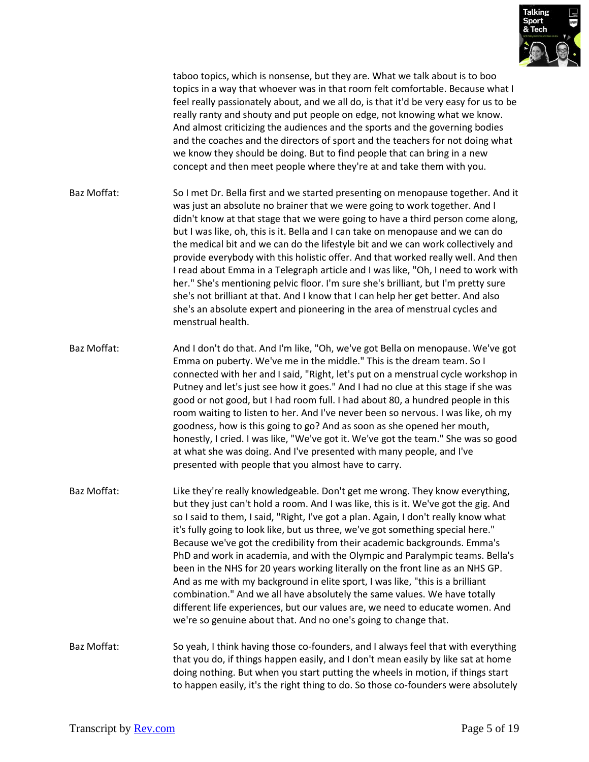taboo topics, which is nonsense, but they are. What we talk about is to boo topics in a way that whoever was in that room felt comfortable. Because what I feel really passionately about, and we all do, is that it'd be very easy for us to be really ranty and shouty and put people on edge, not knowing what we know. And almost criticizing the audiences and the sports and the governing bodies and the coaches and the directors of sport and the teachers for not doing what we know they should be doing. But to find people that can bring in a new concept and then meet people where they're at and take them with you.

Baz Moffat: So I met Dr. Bella first and we started presenting on menopause together. And it was just an absolute no brainer that we were going to work together. And I didn't know at that stage that we were going to have a third person come along, but I was like, oh, this is it. Bella and I can take on menopause and we can do the medical bit and we can do the lifestyle bit and we can work collectively and provide everybody with this holistic offer. And that worked really well. And then I read about Emma in a Telegraph article and I was like, "Oh, I need to work with her." She's mentioning pelvic floor. I'm sure she's brilliant, but I'm pretty sure she's not brilliant at that. And I know that I can help her get better. And also she's an absolute expert and pioneering in the area of menstrual cycles and menstrual health.

Baz Moffat: And I don't do that. And I'm like, "Oh, we've got Bella on menopause. We've got Emma on puberty. We've me in the middle." This is the dream team. So I connected with her and I said, "Right, let's put on a menstrual cycle workshop in Putney and let's just see how it goes." And I had no clue at this stage if she was good or not good, but I had room full. I had about 80, a hundred people in this room waiting to listen to her. And I've never been so nervous. I was like, oh my goodness, how is this going to go? And as soon as she opened her mouth, honestly, I cried. I was like, "We've got it. We've got the team." She was so good at what she was doing. And I've presented with many people, and I've presented with people that you almost have to carry.

Baz Moffat: Like they're really knowledgeable. Don't get me wrong. They know everything, but they just can't hold a room. And I was like, this is it. We've got the gig. And so I said to them, I said, "Right, I've got a plan. Again, I don't really know what it's fully going to look like, but us three, we've got something special here." Because we've got the credibility from their academic backgrounds. Emma's PhD and work in academia, and with the Olympic and Paralympic teams. Bella's been in the NHS for 20 years working literally on the front line as an NHS GP. And as me with my background in elite sport, I was like, "this is a brilliant combination." And we all have absolutely the same values. We have totally different life experiences, but our values are, we need to educate women. And we're so genuine about that. And no one's going to change that.

Baz Moffat: So yeah, I think having those co-founders, and I always feel that with everything that you do, if things happen easily, and I don't mean easily by like sat at home doing nothing. But when you start putting the wheels in motion, if things start to happen easily, it's the right thing to do. So those co-founders were absolutely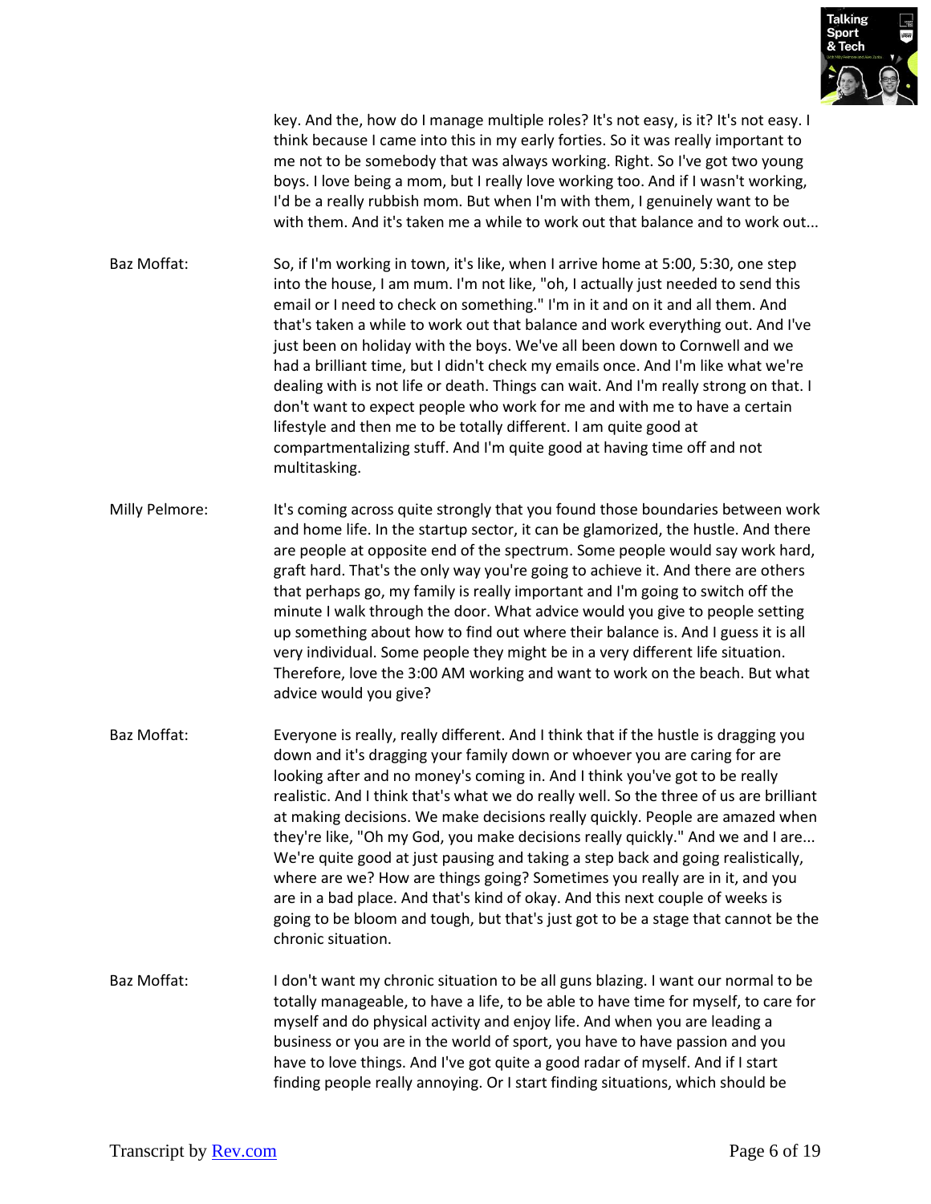key. And the, how do I manage multiple roles? It's not easy, is it? It's not easy. I think because I came into this in my early forties. So it was really important to me not to be somebody that was always working. Right. So I've got two young boys. I love being a mom, but I really love working too. And if I wasn't working, I'd be a really rubbish mom. But when I'm with them, I genuinely want to be with them. And it's taken me a while to work out that balance and to work out...

**Baz Moffat:** So, if I'm working in town, it's like, when I arrive home at 5:00, 5:30, one step into the house, I am mum. I'm not like, "oh, I actually just needed to send this email or I need to check on something." I'm in it and on it and all them. And that's taken a while to work out that balance and work everything out. And I've just been on holiday with the boys. We've all been down to Cornwell and we had a brilliant time, but I didn't check my emails once. And I'm like what we're dealing with is not life or death. Things can wait. And I'm really strong on that. I don't want to expect people who work for me and with me to have a certain lifestyle and then me to be totally different. I am quite good at compartmentalizing stuff. And I'm quite good at having time off and not multitasking.

**Milly Pelmore:** It's coming across quite strongly that you found those boundaries between work and home life. In the startup sector, it can be glamorized, the hustle. And there are people at opposite end of the spectrum. Some people would say work hard, graft hard. That's the only way you're going to achieve it. And there are others that perhaps go, my family is really important and I'm going to switch off the minute I walk through the door. What advice would you give to people setting up something about how to find out where their balance is. And I guess it is all very individual. Some people they might be in a very different life situation. Therefore, love the 3:00 AM working and want to work on the beach. But what advice would you give?

**Baz Moffat:** Everyone is really, really different. And I think that if the hustle is dragging you down and it's dragging your family down or whoever you are caring for are looking after and no money's coming in. And I think you've got to be really realistic. And I think that's what we do really well. So the three of us are brilliant at making decisions. We make decisions really quickly. People are amazed when they're like, "Oh my God, you make decisions really quickly." And we and I are... We're quite good at just pausing and taking a step back and going realistically, where are we? How are things going? Sometimes you really are in it, and you are in a bad place. And that's kind of okay. And this next couple of weeks is going to be bloom and tough, but that's just got to be a stage that cannot be the chronic situation.

**Baz Moffat:** I don't want my chronic situation to be all guns blazing. I want our normal to be totally manageable, to have a life, to be able to have time for myself, to care for myself and do physical activity and enjoy life. And when you are leading a business or you are in the world of sport, you have to have passion and you have to love things. And I've got quite a good radar of myself. And if I start finding people really annoying. Or I start finding situations, which should be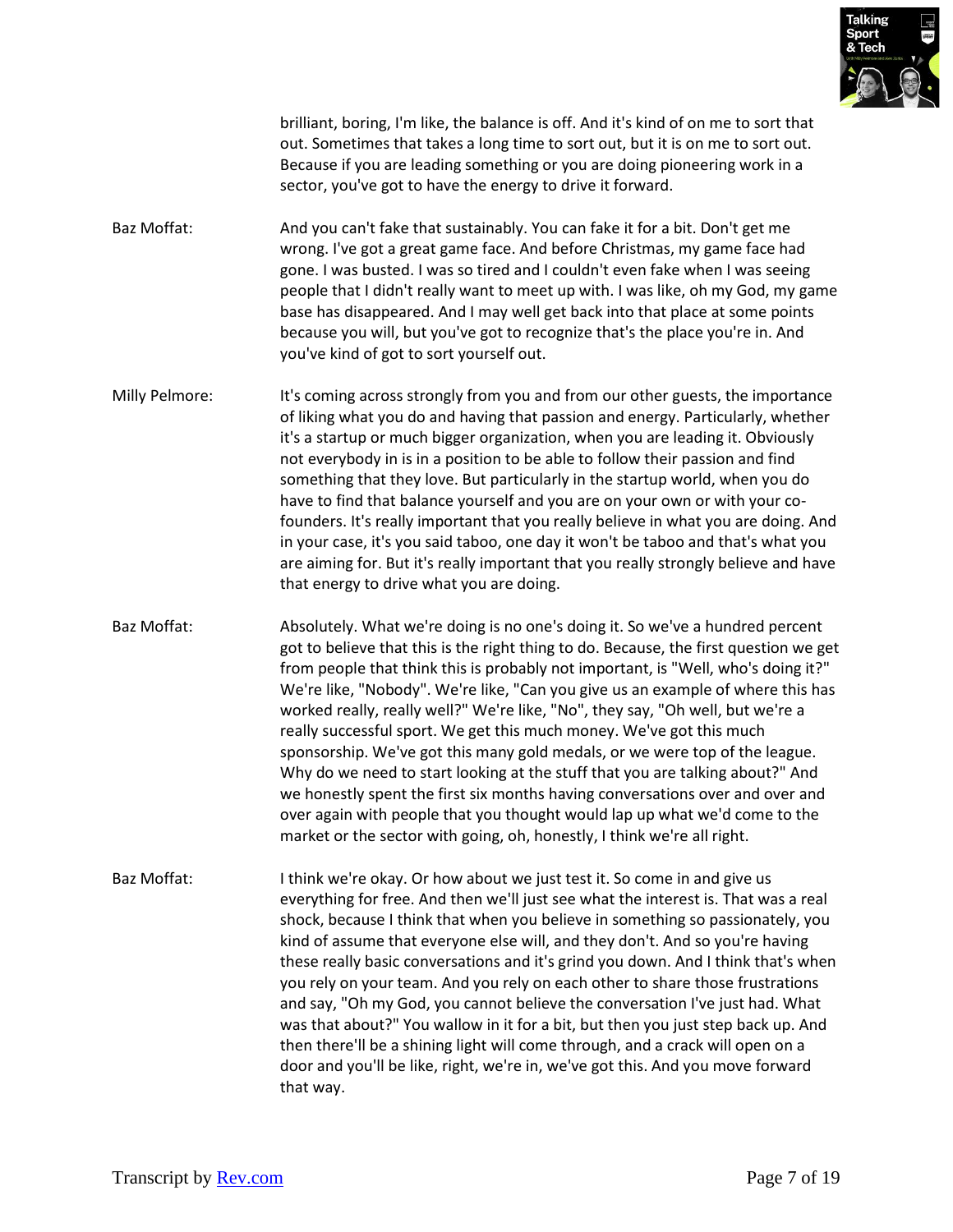brilliant, boring, I'm like, the balance is off. And it's kind of on me to sort that out. Sometimes that takes a long time to sort out, but it is on me to sort out. Because if you are leading something or you are doing pioneering work in a sector, you've got to have the energy to drive it forward.

**Baz Moffat:** And you can't fake that sustainably. You can fake it for a bit. Don't get me wrong. I've got a great game face. And before Christmas, my game face had gone. I was busted. I was so tired and I couldn't even fake when I was seeing people that I didn't really want to meet up with. I was like, oh my God, my game base has disappeared. And I may well get back into that place at some points because you will, but you've got to recognize that's the place you're in. And you've kind of got to sort yourself out.

**Milly Pelmore:** It's coming across strongly from you and from our other guests, the importance of liking what you do and having that passion and energy. Particularly, whether it's a startup or much bigger organization, when you are leading it. Obviously not everybody in is in a position to be able to follow their passion and find something that they love. But particularly in the startup world, when you do have to find that balance yourself and you are on your own or with your co-founders. It's really important that you really believe in what you are doing. And in your case, it's you said taboo, one day it won't be taboo and that's what you are aiming for. But it's really important that you really strongly believe and have that energy to drive what you are doing.

**Baz Moffat:** Absolutely. What we're doing is no one's doing it. So we've a hundred percent got to believe that this is the right thing to do. Because, the first question we get from people that think this is probably not important, is "Well, who's doing it?" We're like, "Nobody". We're like, "Can you give us an example of where this has worked really, really well?" We're like, "No", they say, "Oh well, but we're a really successful sport. We get this much money. We've got this much sponsorship. We've got this many gold medals, or we were top of the league. Why do we need to start looking at the stuff that you are talking about?" And we honestly spent the first six months having conversations over and over and over again with people that you thought would lap up what we'd come to the market or the sector with going, oh, honestly, I think we're all right.

**Baz Moffat:** I think we're okay. Or how about we just test it. So come in and give us everything for free. And then we'll just see what the interest is. That was a real shock, because I think that when you believe in something so passionately, you kind of assume that everyone else will, and they don't. And so you're having these really basic conversations and it's grind you down. And I think that's when you rely on your team. And you rely on each other to share those frustrations and say, "Oh my God, you cannot believe the conversation I've just had. What was that about?" You wallow in it for a bit, but then you just step back up. And then there'll be a shining light will come through, and a crack will open on a door and you'll be like, right, we're in, we've got this. And you move forward that way.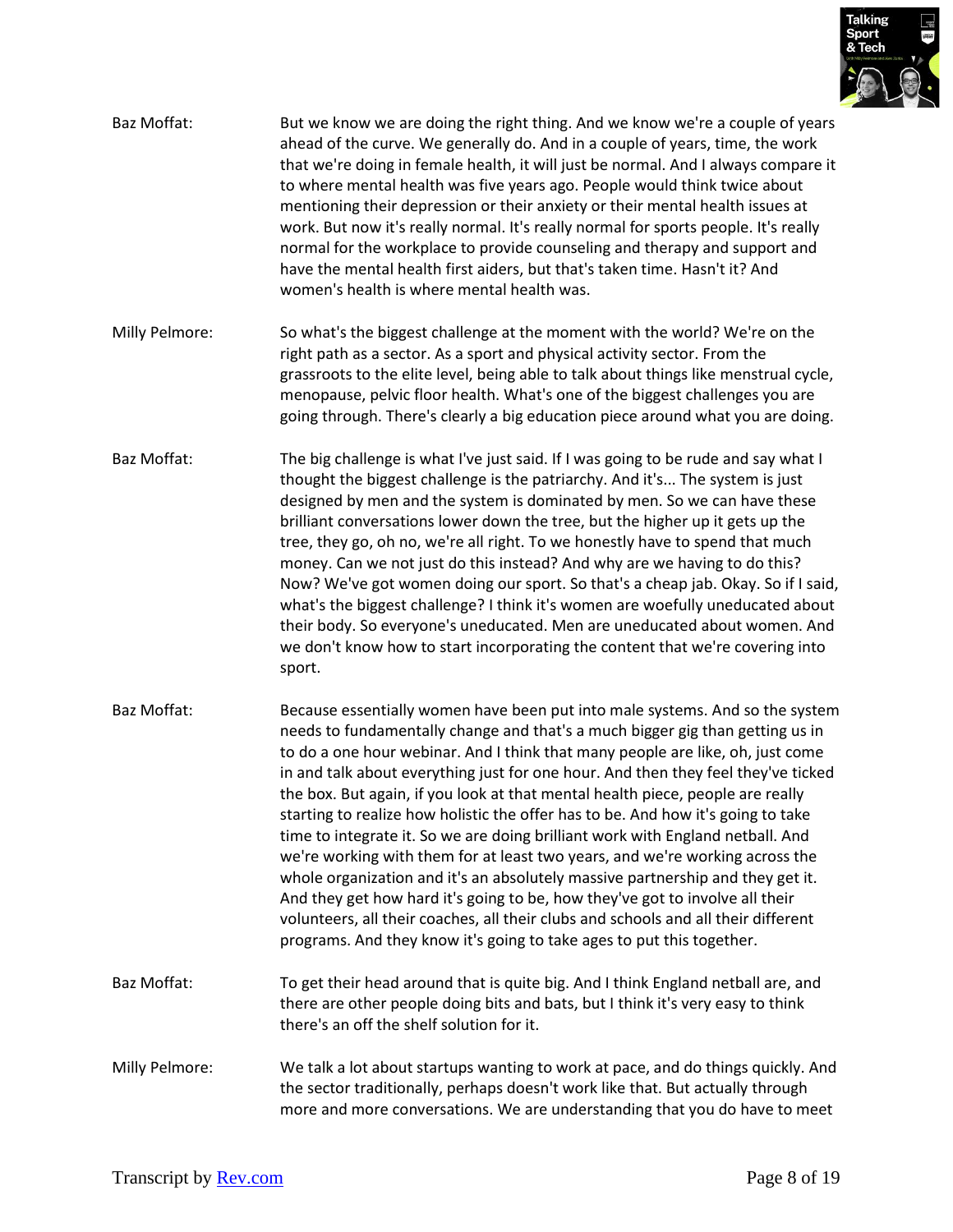Baz Moffat: But we know we are doing the right thing. And we know we're a couple of years ahead of the curve. We generally do. And in a couple of years, time, the work that we're doing in female health, it will just be normal. And I always compare it to where mental health was five years ago. People would think twice about mentioning their depression or their anxiety or their mental health issues at work. But now it's really normal. It's really normal for sports people. It's really normal for the workplace to provide counseling and therapy and support and have the mental health first aiders, but that's taken time. Hasn't it? And women's health is where mental health was.

Milly Pelmore: So what's the biggest challenge at the moment with the world? We're on the right path as a sector. As a sport and physical activity sector. From the grassroots to the elite level, being able to talk about things like menstrual cycle, menopause, pelvic floor health. What's one of the biggest challenges you are going through. There's clearly a big education piece around what you are doing.

Baz Moffat: The big challenge is what I've just said. If I was going to be rude and say what I thought the biggest challenge is the patriarchy. And it's... The system is just designed by men and the system is dominated by men. So we can have these brilliant conversations lower down the tree, but the higher up it gets up the tree, they go, oh no, we're all right. To we honestly have to spend that much money. Can we not just do this instead? And why are we having to do this? Now? We've got women doing our sport. So that's a cheap jab. Okay. So if I said, what's the biggest challenge? I think it's women are woefully uneducated about their body. So everyone's uneducated. Men are uneducated about women. And we don't know how to start incorporating the content that we're covering into sport.

Baz Moffat: Because essentially women have been put into male systems. And so the system needs to fundamentally change and that's a much bigger gig than getting us in to do a one hour webinar. And I think that many people are like, oh, just come in and talk about everything just for one hour. And then they feel they've ticked the box. But again, if you look at that mental health piece, people are really starting to realize how holistic the offer has to be. And how it's going to take time to integrate it. So we are doing brilliant work with England netball. And we're working with them for at least two years, and we're working across the whole organization and it's an absolutely massive partnership and they get it. And they get how hard it's going to be, how they've got to involve all their volunteers, all their coaches, all their clubs and schools and all their different programs. And they know it's going to take ages to put this together.

Baz Moffat: To get their head around that is quite big. And I think England netball are, and there are other people doing bits and bats, but I think it's very easy to think there's an off the shelf solution for it.

Milly Pelmore: We talk a lot about startups wanting to work at pace, and do things quickly. And the sector traditionally, perhaps doesn't work like that. But actually through more and more conversations. We are understanding that you do have to meet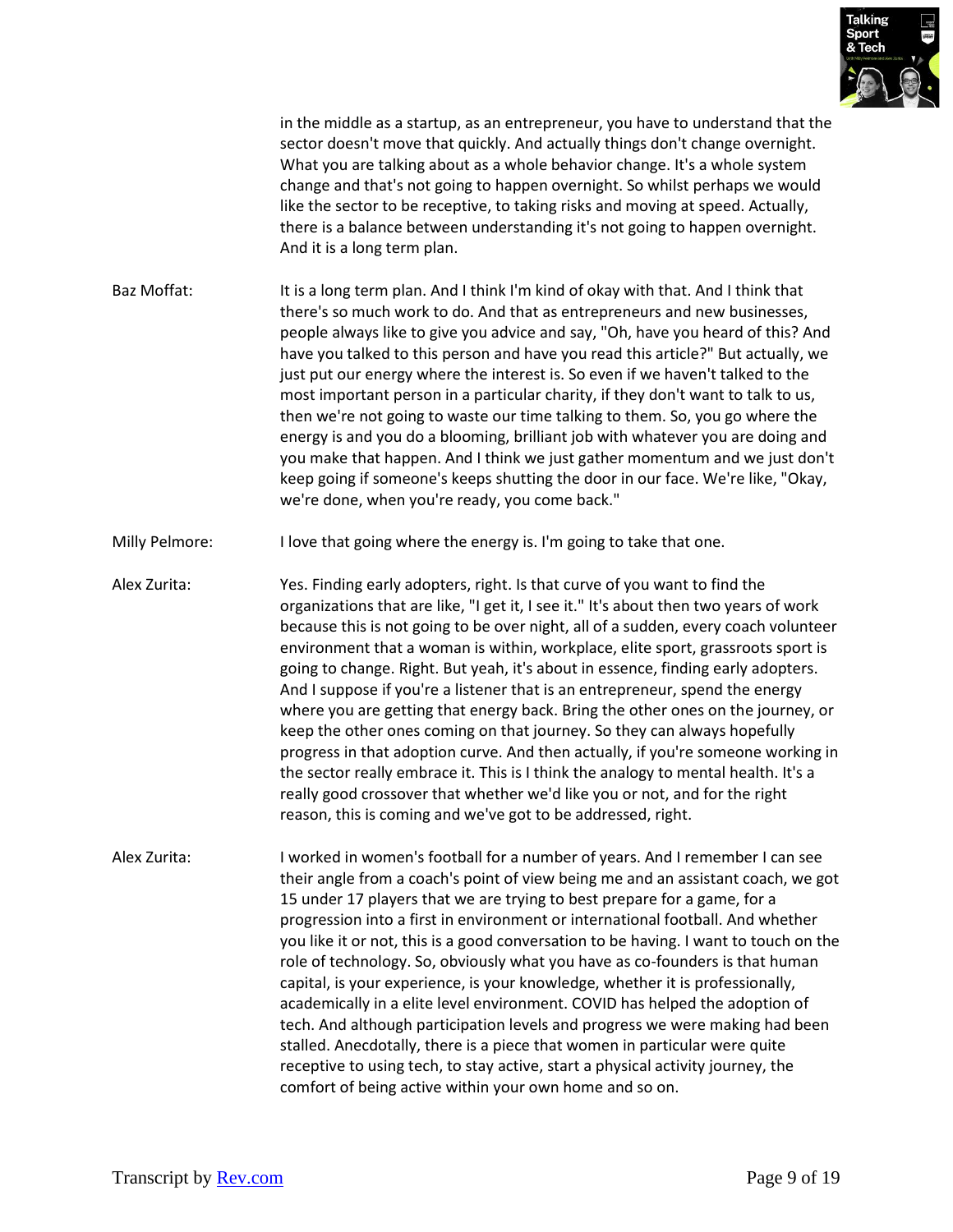in the middle as a startup, as an entrepreneur, you have to understand that the sector doesn't move that quickly. And actually things don't change overnight. What you are talking about as a whole behavior change. It's a whole system change and that's not going to happen overnight. So whilst perhaps we would like the sector to be receptive, to taking risks and moving at speed. Actually, there is a balance between understanding it's not going to happen overnight. And it is a long term plan.

Baz Moffat: It is a long term plan. And I think I'm kind of okay with that. And I think that there's so much work to do. And that as entrepreneurs and new businesses, people always like to give you advice and say, "Oh, have you heard of this? And have you talked to this person and have you read this article?" But actually, we just put our energy where the interest is. So even if we haven't talked to the most important person in a particular charity, if they don't want to talk to us, then we're not going to waste our time talking to them. So, you go where the energy is and you do a blooming, brilliant job with whatever you are doing and you make that happen. And I think we just gather momentum and we just don't keep going if someone's keeps shutting the door in our face. We're like, "Okay, we're done, when you're ready, you come back."

Milly Pelmore: I love that going where the energy is. I'm going to take that one.

Alex Zurita: Yes. Finding early adopters, right. Is that curve of you want to find the organizations that are like, "I get it, I see it." It's about then two years of work because this is not going to be over night, all of a sudden, every coach volunteer environment that a woman is within, workplace, elite sport, grassroots sport is going to change. Right. But yeah, it's about in essence, finding early adopters. And I suppose if you're a listener that is an entrepreneur, spend the energy where you are getting that energy back. Bring the other ones on the journey, or keep the other ones coming on that journey. So they can always hopefully progress in that adoption curve. And then actually, if you're someone working in the sector really embrace it. This is I think the analogy to mental health. It's a really good crossover that whether we'd like you or not, and for the right reason, this is coming and we've got to be addressed, right.

Alex Zurita: I worked in women's football for a number of years. And I remember I can see their angle from a coach's point of view being me and an assistant coach, we got 15 under 17 players that we are trying to best prepare for a game, for a progression into a first in environment or international football. And whether you like it or not, this is a good conversation to be having. I want to touch on the role of technology. So, obviously what you have as co-founders is that human capital, is your experience, is your knowledge, whether it is professionally, academically in a elite level environment. COVID has helped the adoption of tech. And although participation levels and progress we were making had been stalled. Anecdotally, there is a piece that women in particular were quite receptive to using tech, to stay active, start a physical activity journey, the comfort of being active within your own home and so on.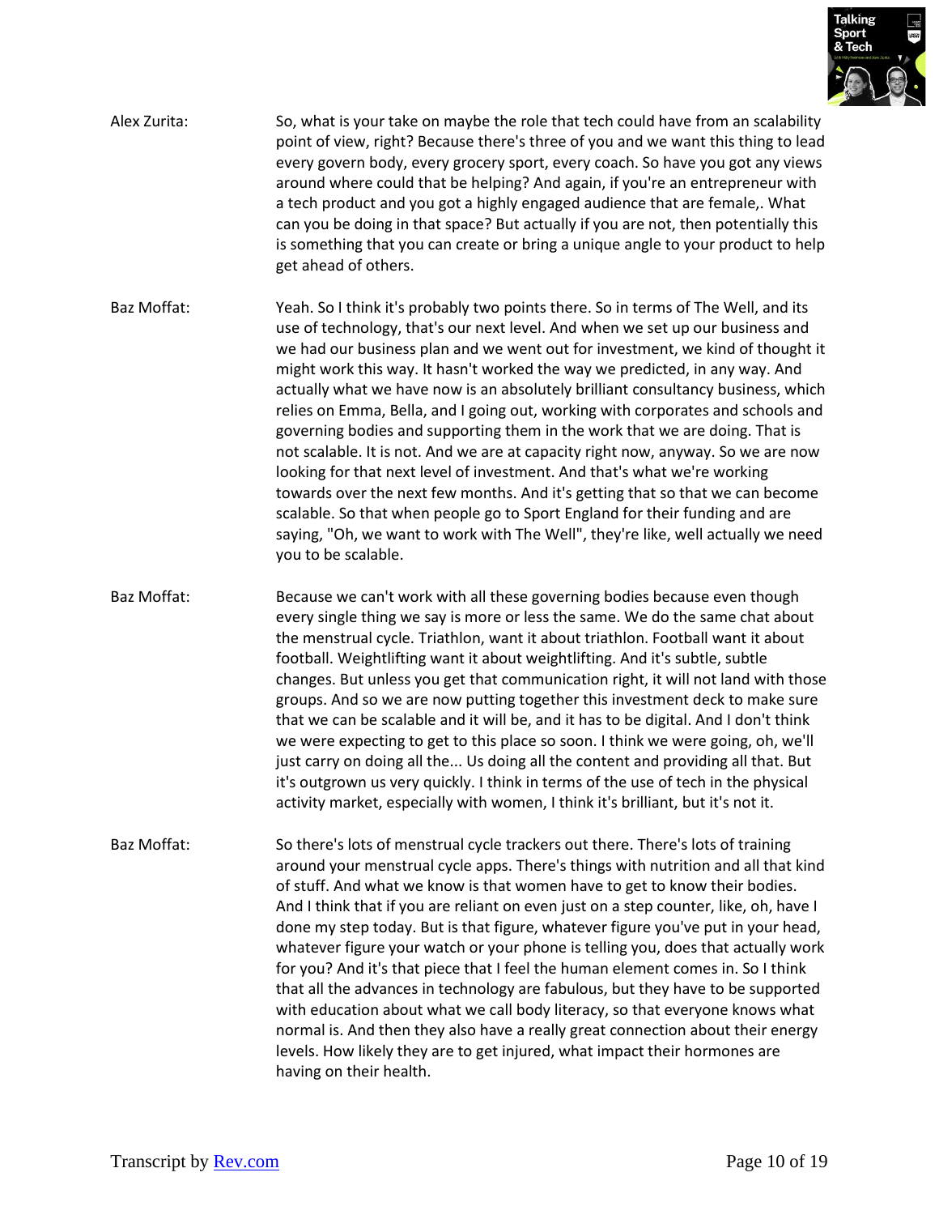Alex Zurita: So, what is your take on maybe the role that tech could have from an scalability point of view, right? Because there's three of you and we want this thing to lead every govern body, every grocery sport, every coach. So have you got any views around where could that be helping? And again, if you're an entrepreneur with a tech product and you got a highly engaged audience that are female,. What can you be doing in that space? But actually if you are not, then potentially this is something that you can create or bring a unique angle to your product to help get ahead of others.

Baz Moffat: Yeah. So I think it's probably two points there. So in terms of The Well, and its use of technology, that's our next level. And when we set up our business and we had our business plan and we went out for investment, we kind of thought it might work this way. It hasn't worked the way we predicted, in any way. And actually what we have now is an absolutely brilliant consultancy business, which relies on Emma, Bella, and I going out, working with corporates and schools and governing bodies and supporting them in the work that we are doing. That is not scalable. It is not. And we are at capacity right now, anyway. So we are now looking for that next level of investment. And that's what we're working towards over the next few months. And it's getting that so that we can become scalable. So that when people go to Sport England for their funding and are saying, "Oh, we want to work with The Well", they're like, well actually we need you to be scalable.

Baz Moffat: Because we can't work with all these governing bodies because even though every single thing we say is more or less the same. We do the same chat about the menstrual cycle. Triathlon, want it about triathlon. Football want it about football. Weightlifting want it about weightlifting. And it's subtle, subtle changes. But unless you get that communication right, it will not land with those groups. And so we are now putting together this investment deck to make sure that we can be scalable and it will be, and it has to be digital. And I don't think we were expecting to get to this place so soon. I think we were going, oh, we'll just carry on doing all the... Us doing all the content and providing all that. But it's outgrown us very quickly. I think in terms of the use of tech in the physical activity market, especially with women, I think it's brilliant, but it's not it.

Baz Moffat: So there's lots of menstrual cycle trackers out there. There's lots of training around your menstrual cycle apps. There's things with nutrition and all that kind of stuff. And what we know is that women have to get to know their bodies. And I think that if you are reliant on even just on a step counter, like, oh, have I done my step today. But is that figure, whatever figure you've put in your head, whatever figure your watch or your phone is telling you, does that actually work for you? And it's that piece that I feel the human element comes in. So I think that all the advances in technology are fabulous, but they have to be supported with education about what we call body literacy, so that everyone knows what normal is. And then they also have a really great connection about their energy levels. How likely they are to get injured, what impact their hormones are having on their health.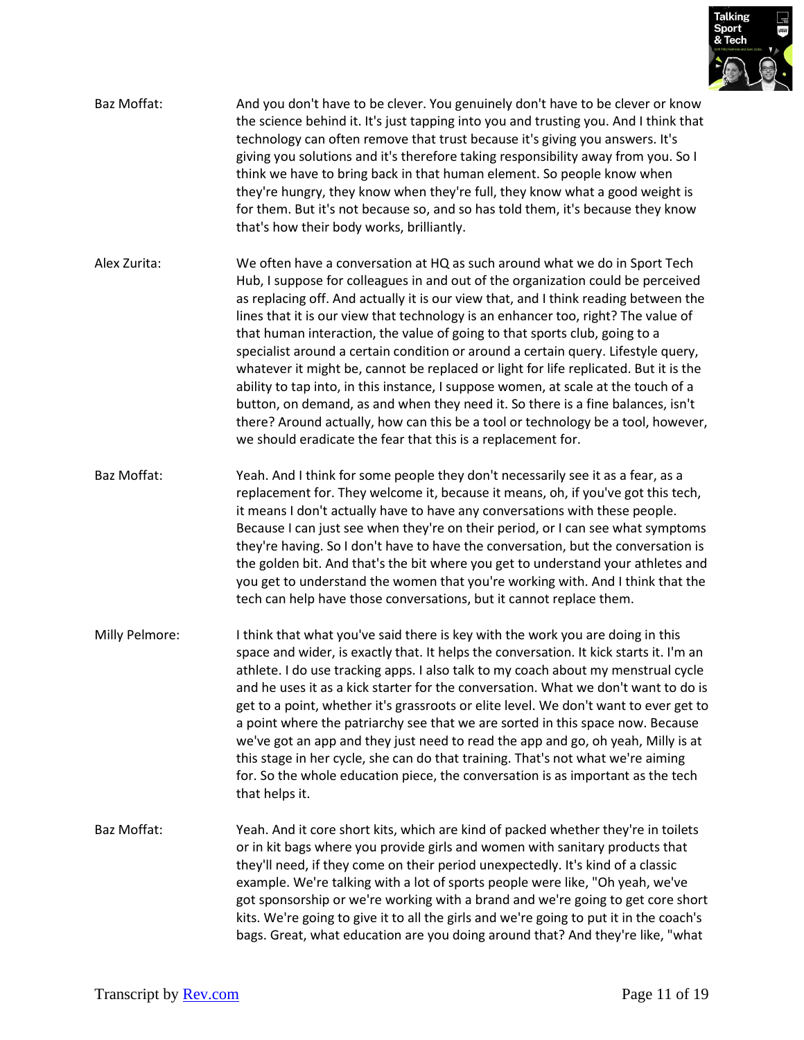**Baz Moffat:** And you don't have to be clever. You genuinely don't have to be clever or know the science behind it. It's just tapping into you and trusting you. And I think that technology can often remove that trust because it's giving you answers. It's giving you solutions and it's therefore taking responsibility away from you. So I think we have to bring back in that human element. So people know when they're hungry, they know when they're full, they know what a good weight is for them. But it's not because so, and so has told them, it's because they know that's how their body works, brilliantly.

**Alex Zurita:** We often have a conversation at HQ as such around what we do in Sport Tech Hub, I suppose for colleagues in and out of the organization could be perceived as replacing off. And actually it is our view that, and I think reading between the lines that it is our view that technology is an enhancer too, right? The value of that human interaction, the value of going to that sports club, going to a specialist around a certain condition or around a certain query. Lifestyle query, whatever it might be, cannot be replaced or light for life replicated. But it is the ability to tap into, in this instance, I suppose women, at scale at the touch of a button, on demand, as and when they need it. So there is a fine balances, isn't there? Around actually, how can this be a tool or technology be a tool, however, we should eradicate the fear that this is a replacement for.

**Baz Moffat:** Yeah. And I think for some people they don't necessarily see it as a fear, as a replacement for. They welcome it, because it means, oh, if you've got this tech, it means I don't actually have to have any conversations with these people. Because I can just see when they're on their period, or I can see what symptoms they're having. So I don't have to have the conversation, but the conversation is the golden bit. And that's the bit where you get to understand your athletes and you get to understand the women that you're working with. And I think that the tech can help have those conversations, but it cannot replace them.

**Milly Pelmore:** I think that what you've said there is key with the work you are doing in this space and wider, is exactly that. It helps the conversation. It kick starts it. I'm an athlete. I do use tracking apps. I also talk to my coach about my menstrual cycle and he uses it as a kick starter for the conversation. What we don't want to do is get to a point, whether it's grassroots or elite level. We don't want to ever get to a point where the patriarchy see that we are sorted in this space now. Because we've got an app and they just need to read the app and go, oh yeah, Milly is at this stage in her cycle, she can do that training. That's not what we're aiming for. So the whole education piece, the conversation is as important as the tech that helps it.

**Baz Moffat:** Yeah. And it core short kits, which are kind of packed whether they're in toilets or in kit bags where you provide girls and women with sanitary products that they'll need, if they come on their period unexpectedly. It's kind of a classic example. We're talking with a lot of sports people were like, "Oh yeah, we've got sponsorship or we're working with a brand and we're going to get core short kits. We're going to give it to all the girls and we're going to put it in the coach's bags. Great, what education are you doing around that? And they're like, "what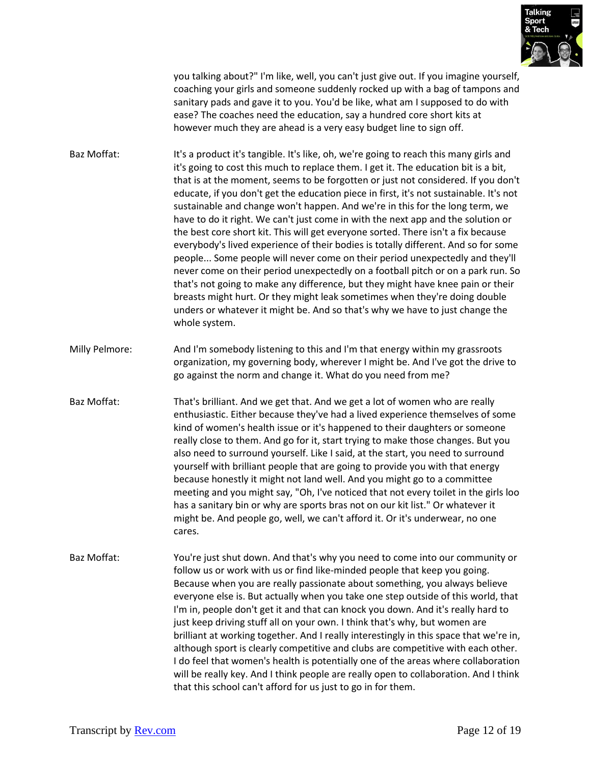you talking about?" I'm like, well, you can't just give out. If you imagine yourself, coaching your girls and someone suddenly rocked up with a bag of tampons and sanitary pads and gave it to you. You'd be like, what am I supposed to do with ease? The coaches need the education, say a hundred core short kits at however much they are ahead is a very easy budget line to sign off.

Baz Moffat: It's a product it's tangible. It's like, oh, we're going to reach this many girls and it's going to cost this much to replace them. I get it. The education bit is a bit, that is at the moment, seems to be forgotten or just not considered. If you don't educate, if you don't get the education piece in first, it's not sustainable. It's not sustainable and change won't happen. And we're in this for the long term, we have to do it right. We can't just come in with the next app and the solution or the best core short kit. This will get everyone sorted. There isn't a fix because everybody's lived experience of their bodies is totally different. And so for some people... Some people will never come on their period unexpectedly and they'll never come on their period unexpectedly on a football pitch or on a park run. So that's not going to make any difference, but they might have knee pain or their breasts might hurt. Or they might leak sometimes when they're doing double unders or whatever it might be. And so that's why we have to just change the whole system.

Milly Pelmore: And I'm somebody listening to this and I'm that energy within my grassroots organization, my governing body, wherever I might be. And I've got the drive to go against the norm and change it. What do you need from me?

Baz Moffat: That's brilliant. And we get that. And we get a lot of women who are really enthusiastic. Either because they've had a lived experience themselves of some kind of women's health issue or it's happened to their daughters or someone really close to them. And go for it, start trying to make those changes. But you also need to surround yourself. Like I said, at the start, you need to surround yourself with brilliant people that are going to provide you with that energy because honestly it might not land well. And you might go to a committee meeting and you might say, "Oh, I've noticed that not every toilet in the girls loo has a sanitary bin or why are sports bras not on our kit list." Or whatever it might be. And people go, well, we can't afford it. Or it's underwear, no one cares.

Baz Moffat: You're just shut down. And that's why you need to come into our community or follow us or work with us or find like-minded people that keep you going. Because when you are really passionate about something, you always believe everyone else is. But actually when you take one step outside of this world, that I'm in, people don't get it and that can knock you down. And it's really hard to just keep driving stuff all on your own. I think that's why, but women are brilliant at working together. And I really interestingly in this space that we're in, although sport is clearly competitive and clubs are competitive with each other. I do feel that women's health is potentially one of the areas where collaboration will be really key. And I think people are really open to collaboration. And I think that this school can't afford for us just to go in for them.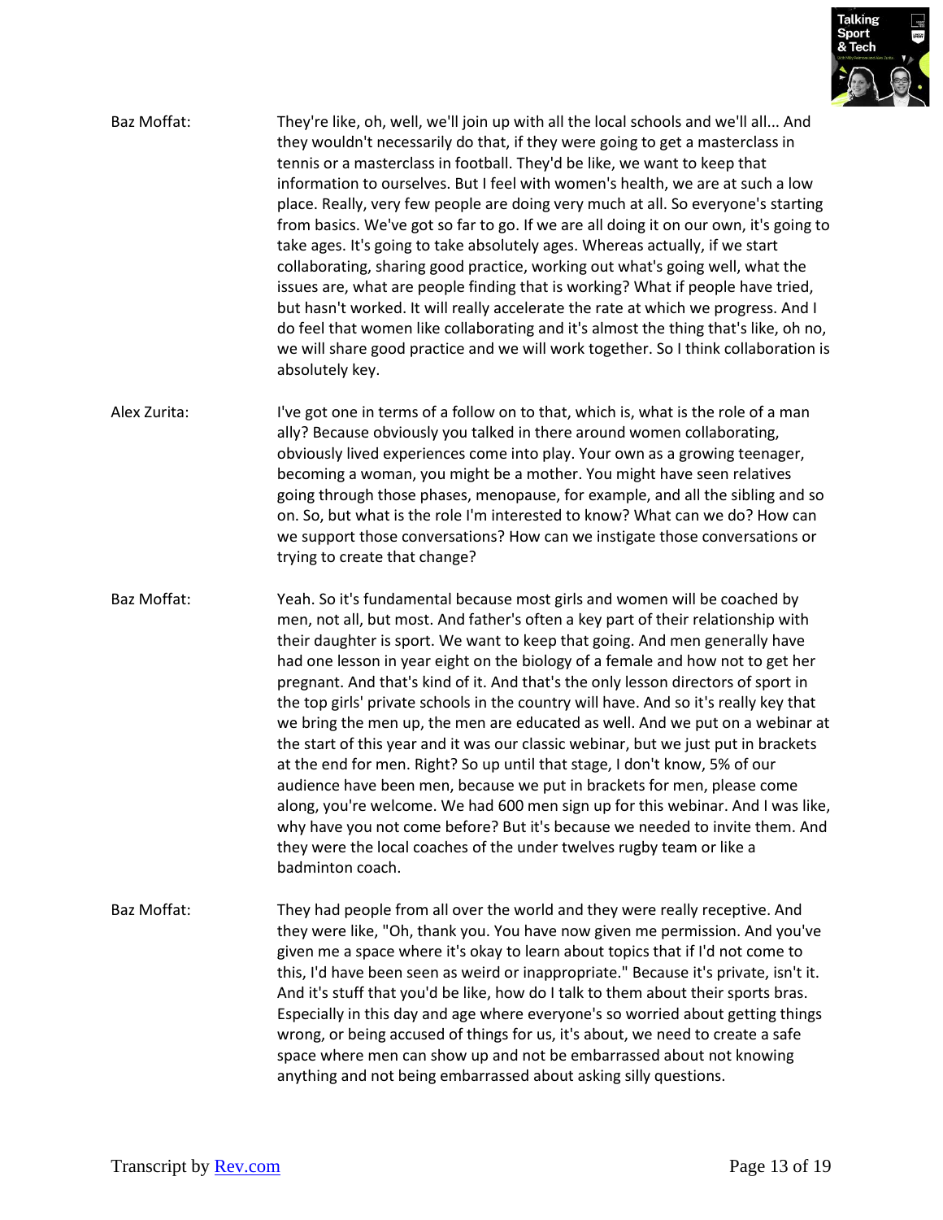Baz Moffat: They're like, oh, well, we'll join up with all the local schools and we'll all... And they wouldn't necessarily do that, if they were going to get a masterclass in tennis or a masterclass in football. They'd be like, we want to keep that information to ourselves. But I feel with women's health, we are at such a low place. Really, very few people are doing very much at all. So everyone's starting from basics. We've got so far to go. If we are all doing it on our own, it's going to take ages. It's going to take absolutely ages. Whereas actually, if we start collaborating, sharing good practice, working out what's going well, what the issues are, what are people finding that is working? What if people have tried, but hasn't worked. It will really accelerate the rate at which we progress. And I do feel that women like collaborating and it's almost the thing that's like, oh no, we will share good practice and we will work together. So I think collaboration is absolutely key.

Alex Zurita: I've got one in terms of a follow on to that, which is, what is the role of a man ally? Because obviously you talked in there around women collaborating, obviously lived experiences come into play. Your own as a growing teenager, becoming a woman, you might be a mother. You might have seen relatives going through those phases, menopause, for example, and all the sibling and so on. So, but what is the role I'm interested to know? What can we do? How can we support those conversations? How can we instigate those conversations or trying to create that change?

Baz Moffat: Yeah. So it's fundamental because most girls and women will be coached by men, not all, but most. And father's often a key part of their relationship with their daughter is sport. We want to keep that going. And men generally have had one lesson in year eight on the biology of a female and how not to get her pregnant. And that's kind of it. And that's the only lesson directors of sport in the top girls' private schools in the country will have. And so it's really key that we bring the men up, the men are educated as well. And we put on a webinar at the start of this year and it was our classic webinar, but we just put in brackets at the end for men. Right? So up until that stage, I don't know, 5% of our audience have been men, because we put in brackets for men, please come along, you're welcome. We had 600 men sign up for this webinar. And I was like, why have you not come before? But it's because we needed to invite them. And they were the local coaches of the under twelves rugby team or like a badminton coach.

Baz Moffat: They had people from all over the world and they were really receptive. And they were like, "Oh, thank you. You have now given me permission. And you've given me a space where it's okay to learn about topics that if I'd not come to this, I'd have been seen as weird or inappropriate." Because it's private, isn't it. And it's stuff that you'd be like, how do I talk to them about their sports bras. Especially in this day and age where everyone's so worried about getting things wrong, or being accused of things for us, it's about, we need to create a safe space where men can show up and not be embarrassed about not knowing anything and not being embarrassed about asking silly questions.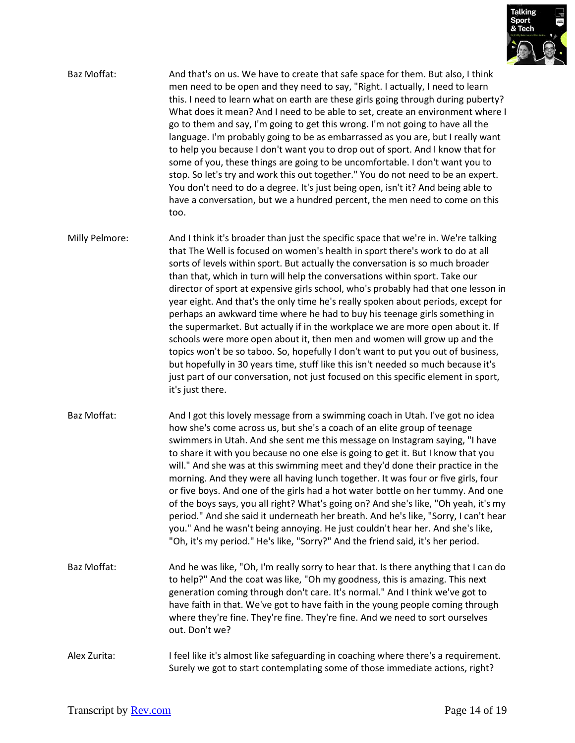Baz Moffat: And that's on us. We have to create that safe space for them. But also, I think men need to be open and they need to say, "Right. I actually, I need to learn this. I need to learn what on earth are these girls going through during puberty? What does it mean? And I need to be able to set, create an environment where I go to them and say, I'm going to get this wrong. I'm not going to have all the language. I'm probably going to be as embarrassed as you are, but I really want to help you because I don't want you to drop out of sport. And I know that for some of you, these things are going to be uncomfortable. I don't want you to stop. So let's try and work this out together." You do not need to be an expert. You don't need to do a degree. It's just being open, isn't it? And being able to have a conversation, but we a hundred percent, the men need to come on this too.

Milly Pelmore: And I think it's broader than just the specific space that we're in. We're talking that The Well is focused on women's health in sport there's work to do at all sorts of levels within sport. But actually the conversation is so much broader than that, which in turn will help the conversations within sport. Take our director of sport at expensive girls school, who's probably had that one lesson in year eight. And that's the only time he's really spoken about periods, except for perhaps an awkward time where he had to buy his teenage girls something in the supermarket. But actually if in the workplace we are more open about it. If schools were more open about it, then men and women will grow up and the topics won't be so taboo. So, hopefully I don't want to put you out of business, but hopefully in 30 years time, stuff like this isn't needed so much because it's just part of our conversation, not just focused on this specific element in sport, it's just there.

Baz Moffat: And I got this lovely message from a swimming coach in Utah. I've got no idea how she's come across us, but she's a coach of an elite group of teenage swimmers in Utah. And she sent me this message on Instagram saying, "I have to share it with you because no one else is going to get it. But I know that you will." And she was at this swimming meet and they'd done their practice in the morning. And they were all having lunch together. It was four or five girls, four or five boys. And one of the girls had a hot water bottle on her tummy. And one of the boys says, you all right? What's going on? And she's like, "Oh yeah, it's my period." And she said it underneath her breath. And he's like, "Sorry, I can't hear you." And he wasn't being annoying. He just couldn't hear her. And she's like, "Oh, it's my period." He's like, "Sorry?" And the friend said, it's her period.

Baz Moffat: And he was like, "Oh, I'm really sorry to hear that. Is there anything that I can do to help?" And the coat was like, "Oh my goodness, this is amazing. This next generation coming through don't care. It's normal." And I think we've got to have faith in that. We've got to have faith in the young people coming through where they're fine. They're fine. They're fine. And we need to sort ourselves out. Don't we?

Alex Zurita: I feel like it's almost like safeguarding in coaching where there's a requirement. Surely we got to start contemplating some of those immediate actions, right?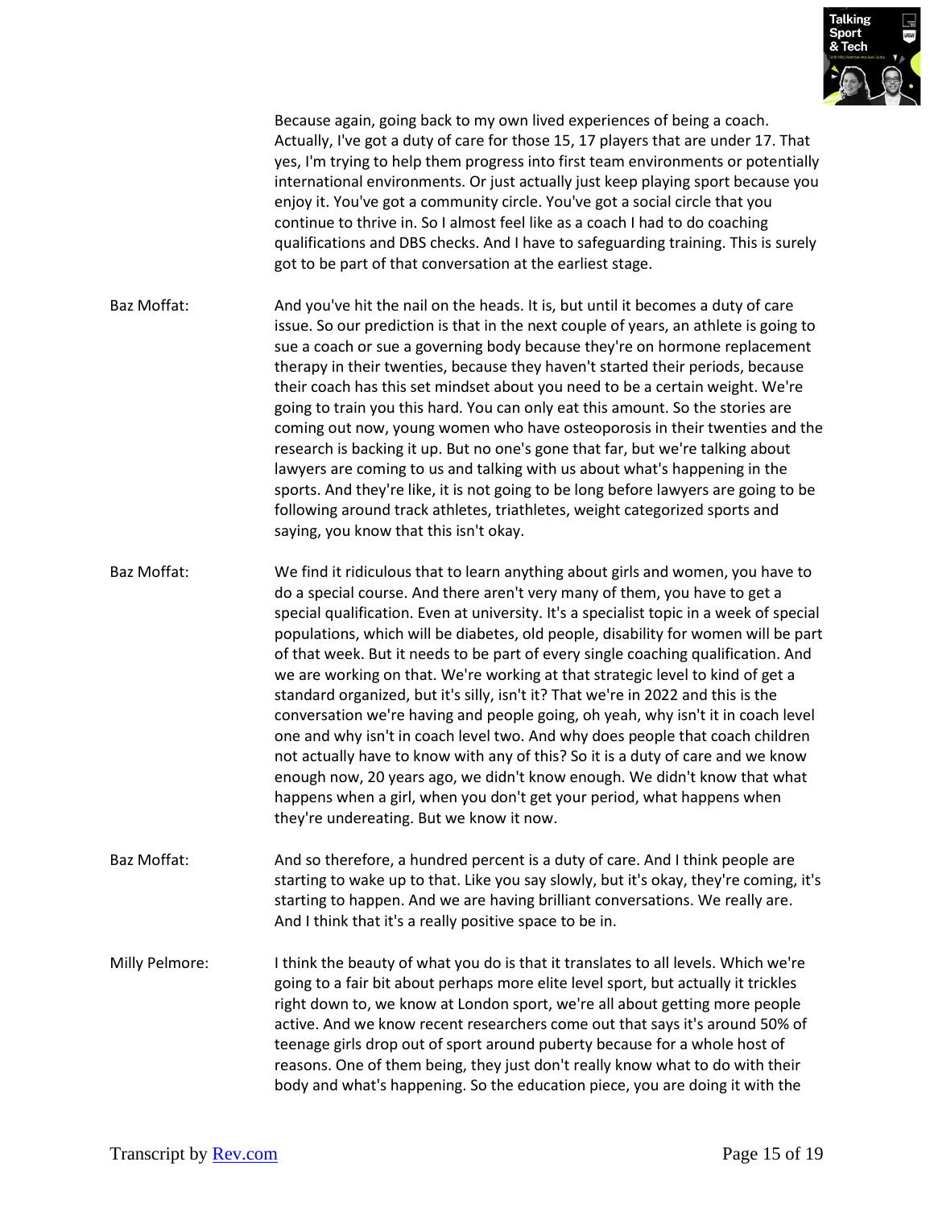Because again, going back to my own lived experiences of being a coach. Actually, I've got a duty of care for those 15, 17 players that are under 17. That yes, I'm trying to help them progress into first team environments or potentially international environments. Or just actually just keep playing sport because you enjoy it. You've got a community circle. You've got a social circle that you continue to thrive in. So I almost feel like as a coach I had to do coaching qualifications and DBS checks. And I have to safeguarding training. This is surely got to be part of that conversation at the earliest stage.

Baz Moffat: And you've hit the nail on the heads. It is, but until it becomes a duty of care issue. So our prediction is that in the next couple of years, an athlete is going to sue a coach or sue a governing body because they're on hormone replacement therapy in their twenties, because they haven't started their periods, because their coach has this set mindset about you need to be a certain weight. We're going to train you this hard. You can only eat this amount. So the stories are coming out now, young women who have osteoporosis in their twenties and the research is backing it up. But no one's gone that far, but we're talking about lawyers are coming to us and talking with us about what's happening in the sports. And they're like, it is not going to be long before lawyers are going to be following around track athletes, triathletes, weight categorized sports and saying, you know that this isn't okay.

Baz Moffat: We find it ridiculous that to learn anything about girls and women, you have to do a special course. And there aren't very many of them, you have to get a special qualification. Even at university. It's a specialist topic in a week of special populations, which will be diabetes, old people, disability for women will be part of that week. But it needs to be part of every single coaching qualification. And we are working on that. We're working at that strategic level to kind of get a standard organized, but it's silly, isn't it? That we're in 2022 and this is the conversation we're having and people going, oh yeah, why isn't it in coach level one and why isn't in coach level two. And why does people that coach children not actually have to know with any of this? So it is a duty of care and we know enough now, 20 years ago, we didn't know enough. We didn't know that what happens when a girl, when you don't get your period, what happens when they're undereating. But we know it now.

Baz Moffat: And so therefore, a hundred percent is a duty of care. And I think people are starting to wake up to that. Like you say slowly, but it's okay, they're coming, it's starting to happen. And we are having brilliant conversations. We really are. And I think that it's a really positive space to be in.

Milly Pelmore: I think the beauty of what you do is that it translates to all levels. Which we're going to a fair bit about perhaps more elite level sport, but actually it trickles right down to, we know at London sport, we're all about getting more people active. And we know recent researchers come out that says it's around 50% of teenage girls drop out of sport around puberty because for a whole host of reasons. One of them being, they just don't really know what to do with their body and what's happening. So the education piece, you are doing it with the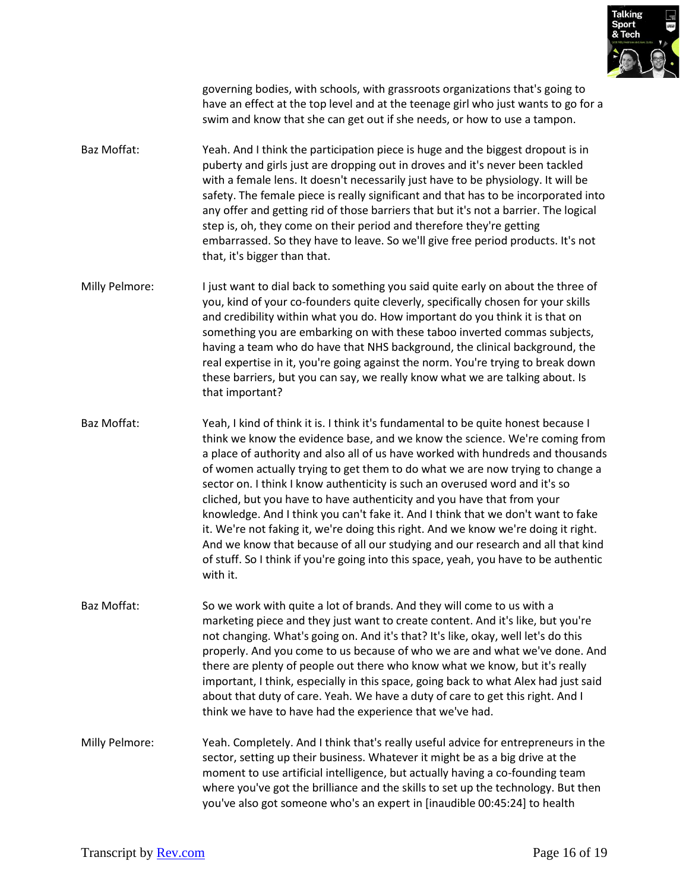governing bodies, with schools, with grassroots organizations that's going to have an effect at the top level and at the teenage girl who just wants to go for a swim and know that she can get out if she needs, or how to use a tampon.

Baz Moffat: Yeah. And I think the participation piece is huge and the biggest dropout is in puberty and girls just are dropping out in droves and it's never been tackled with a female lens. It doesn't necessarily just have to be physiology. It will be safety. The female piece is really significant and that has to be incorporated into any offer and getting rid of those barriers that but it's not a barrier. The logical step is, oh, they come on their period and therefore they're getting embarrassed. So they have to leave. So we'll give free period products. It's not that, it's bigger than that.

Milly Pelmore: I just want to dial back to something you said quite early on about the three of you, kind of your co-founders quite cleverly, specifically chosen for your skills and credibility within what you do. How important do you think it is that on something you are embarking on with these taboo inverted commas subjects, having a team who do have that NHS background, the clinical background, the real expertise in it, you're going against the norm. You're trying to break down these barriers, but you can say, we really know what we are talking about. Is that important?

Baz Moffat: Yeah, I kind of think it is. I think it's fundamental to be quite honest because I think we know the evidence base, and we know the science. We're coming from a place of authority and also all of us have worked with hundreds and thousands of women actually trying to get them to do what we are now trying to change a sector on. I think I know authenticity is such an overused word and it's so cliched, but you have to have authenticity and you have that from your knowledge. And I think you can't fake it. And I think that we don't want to fake it. We're not faking it, we're doing this right. And we know we're doing it right. And we know that because of all our studying and our research and all that kind of stuff. So I think if you're going into this space, yeah, you have to be authentic with it.

Baz Moffat: So we work with quite a lot of brands. And they will come to us with a marketing piece and they just want to create content. And it's like, but you're not changing. What's going on. And it's that? It's like, okay, well let's do this properly. And you come to us because of who we are and what we've done. And there are plenty of people out there who know what we know, but it's really important, I think, especially in this space, going back to what Alex had just said about that duty of care. Yeah. We have a duty of care to get this right. And I think we have to have had the experience that we've had.

Milly Pelmore: Yeah. Completely. And I think that's really useful advice for entrepreneurs in the sector, setting up their business. Whatever it might be as a big drive at the moment to use artificial intelligence, but actually having a co-founding team where you've got the brilliance and the skills to set up the technology. But then you've also got someone who's an expert in [inaudible 00:45:24] to health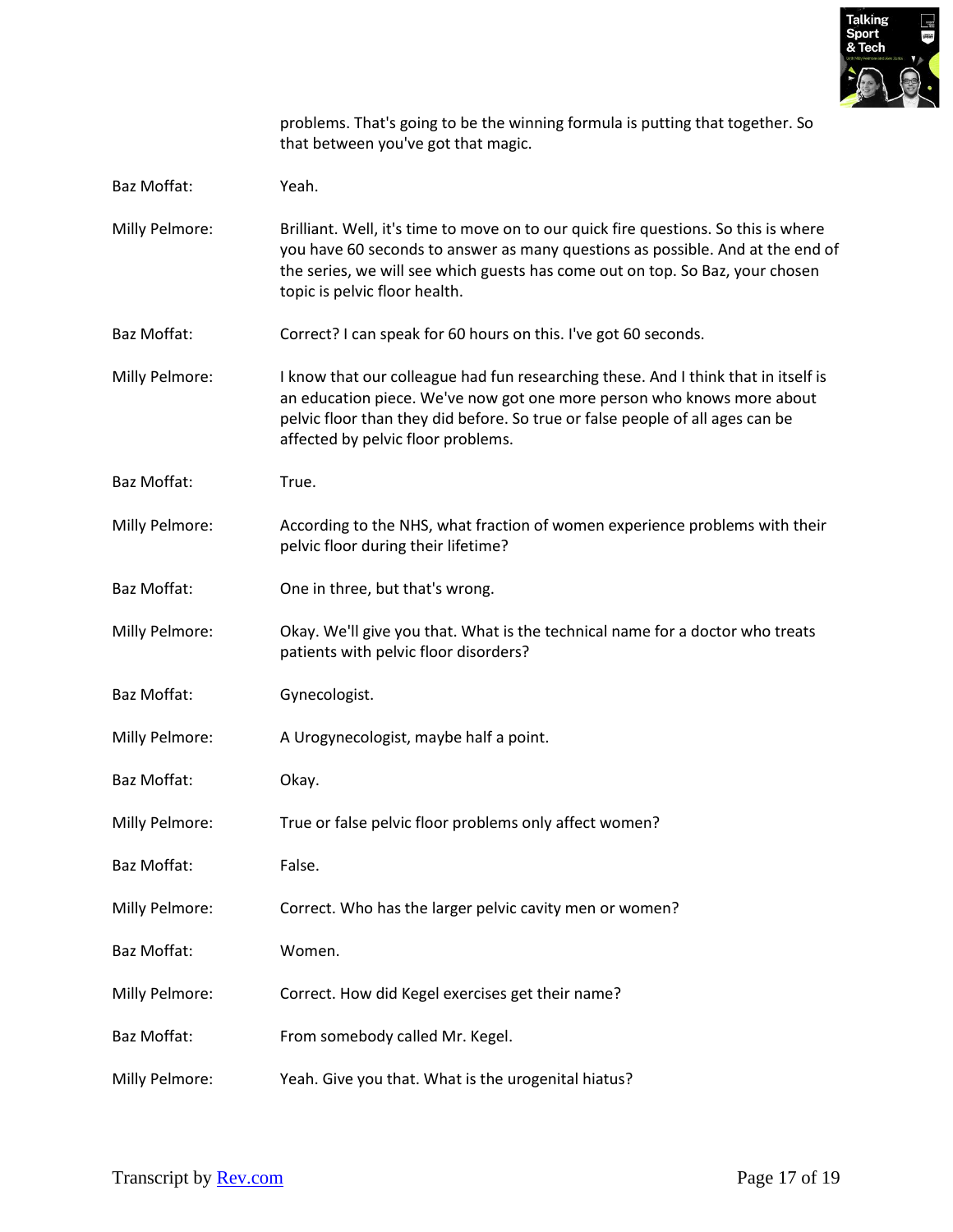problems. That's going to be the winning formula is putting that together. So that between you've got that magic.

**Baz Moffat:** Yeah.

**Milly Pelmore:** Brilliant. Well, it's time to move on to our quick fire questions. So this is where you have 60 seconds to answer as many questions as possible. And at the end of the series, we will see which guests has come out on top. So Baz, your chosen topic is pelvic floor health.

**Baz Moffat:** Correct? I can speak for 60 hours on this. I've got 60 seconds.

**Milly Pelmore:** I know that our colleague had fun researching these. And I think that in itself is an education piece. We've now got one more person who knows more about pelvic floor than they did before. So true or false people of all ages can be affected by pelvic floor problems.

**Baz Moffat:** True.

**Milly Pelmore:** According to the NHS, what fraction of women experience problems with their pelvic floor during their lifetime?

**Baz Moffat:** One in three, but that's wrong.

**Milly Pelmore:** Okay. We'll give you that. What is the technical name for a doctor who treats patients with pelvic floor disorders?

**Baz Moffat:** Gynecologist.

**Milly Pelmore:** A Urogynecologist, maybe half a point.

**Baz Moffat:** Okay.

**Milly Pelmore:** True or false pelvic floor problems only affect women?

**Baz Moffat:** False.

**Milly Pelmore:** Correct. Who has the larger pelvic cavity men or women?

**Baz Moffat:** Women.

**Milly Pelmore:** Correct. How did Kegel exercises get their name?

**Baz Moffat:** From somebody called Mr. Kegel.

**Milly Pelmore:** Yeah. Give you that. What is the urogenital hiatus?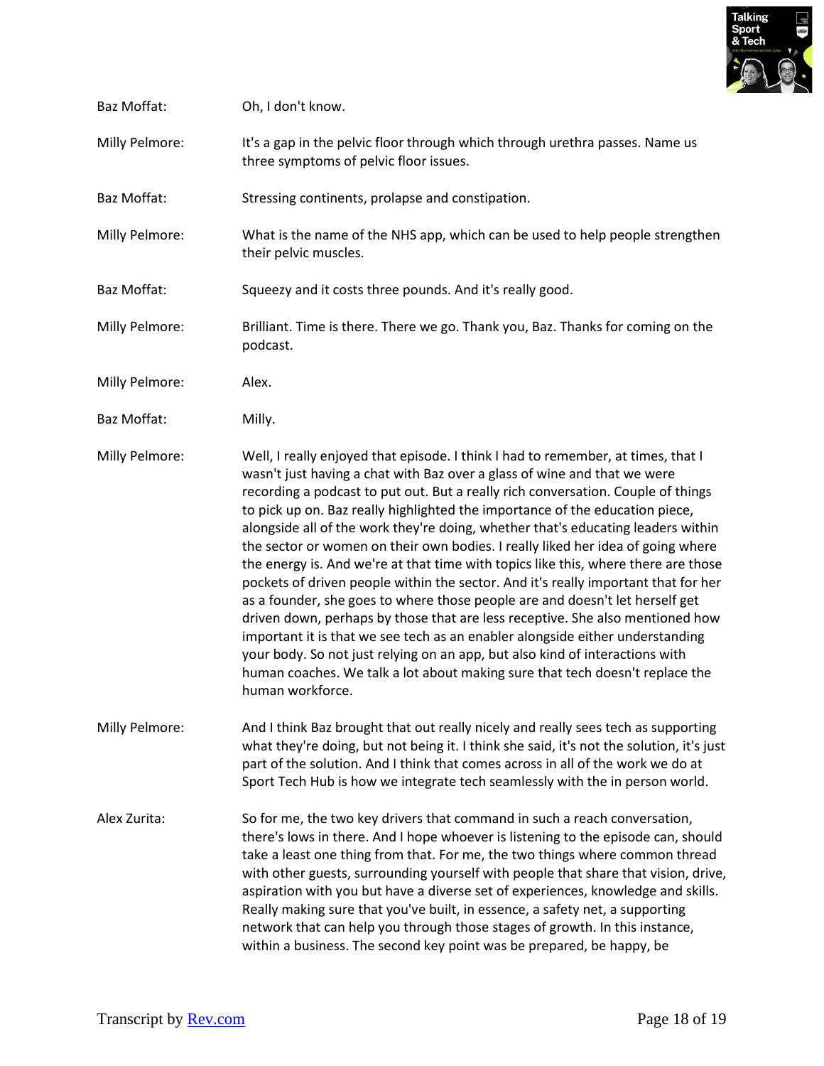Baz Moffat: Oh, I don't know.

Milly Pelmore: It's a gap in the pelvic floor through which through urethra passes. Name us three symptoms of pelvic floor issues.

Baz Moffat: Stressing continents, prolapse and constipation.

Milly Pelmore: What is the name of the NHS app, which can be used to help people strengthen their pelvic muscles.

Baz Moffat: Squeezy and it costs three pounds. And it's really good.

Milly Pelmore: Brilliant. Time is there. There we go. Thank you, Baz. Thanks for coming on the podcast.

Milly Pelmore: Alex.

Baz Moffat: Milly.

Milly Pelmore: Well, I really enjoyed that episode. I think I had to remember, at times, that I wasn't just having a chat with Baz over a glass of wine and that we were recording a podcast to put out. But a really rich conversation. Couple of things to pick up on. Baz really highlighted the importance of the education piece, alongside all of the work they're doing, whether that's educating leaders within the sector or women on their own bodies. I really liked her idea of going where the energy is. And we're at that time with topics like this, where there are those pockets of driven people within the sector. And it's really important that for her as a founder, she goes to where those people are and doesn't let herself get driven down, perhaps by those that are less receptive. She also mentioned how important it is that we see tech as an enabler alongside either understanding your body. So not just relying on an app, but also kind of interactions with human coaches. We talk a lot about making sure that tech doesn't replace the human workforce.

Milly Pelmore: And I think Baz brought that out really nicely and really sees tech as supporting what they're doing, but not being it. I think she said, it's not the solution, it's just part of the solution. And I think that comes across in all of the work we do at Sport Tech Hub is how we integrate tech seamlessly with the in person world.

Alex Zurita: So for me, the two key drivers that command in such a reach conversation, there's lows in there. And I hope whoever is listening to the episode can, should take a least one thing from that. For me, the two things where common thread with other guests, surrounding yourself with people that share that vision, drive, aspiration with you but have a diverse set of experiences, knowledge and skills. Really making sure that you've built, in essence, a safety net, a supporting network that can help you through those stages of growth. In this instance, within a business. The second key point was be prepared, be happy, be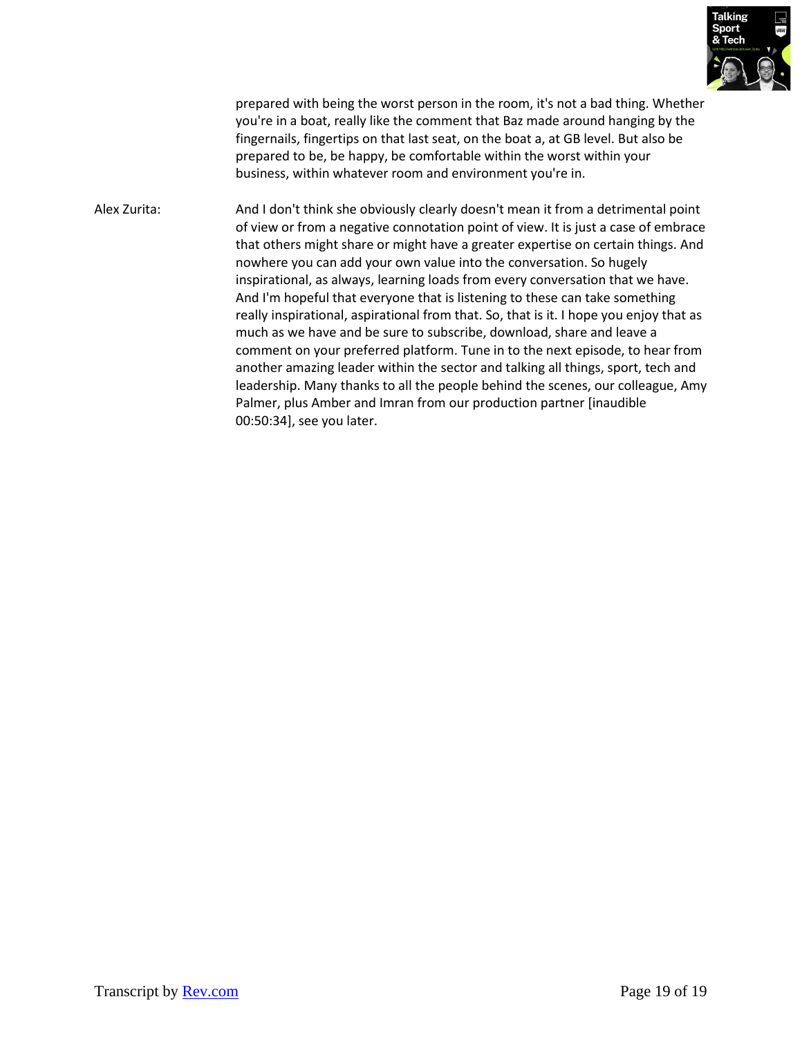prepared with being the worst person in the room, it's not a bad thing. Whether you're in a boat, really like the comment that Baz made around hanging by the fingernails, fingertips on that last seat, on the boat a, at GB level. But also be prepared to be, be happy, be comfortable within the worst within your business, within whatever room and environment you're in.

Alex Zurita: And I don't think she obviously clearly doesn't mean it from a detrimental point of view or from a negative connotation point of view. It is just a case of embrace that others might share or might have a greater expertise on certain things. And nowhere you can add your own value into the conversation. So hugely inspirational, as always, learning loads from every conversation that we have. And I'm hopeful that everyone that is listening to these can take something really inspirational, aspirational from that. So, that is it. I hope you enjoy that as much as we have and be sure to subscribe, download, share and leave a comment on your preferred platform. Tune in to the next episode, to hear from another amazing leader within the sector and talking all things, sport, tech and leadership. Many thanks to all the people behind the scenes, our colleague, Amy Palmer, plus Amber and Imran from our production partner [inaudible 00:50:34], see you later.